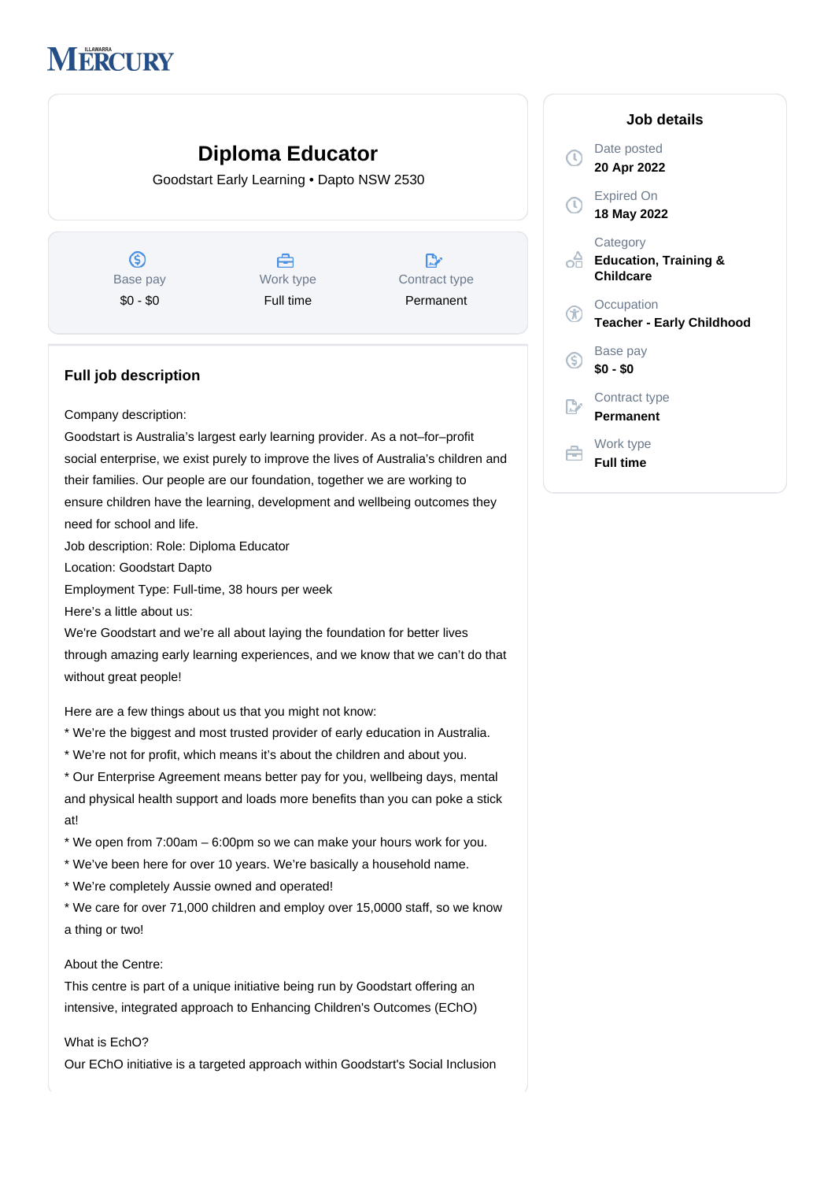ILLAWARRA MERCURY

# Diploma Educator

Goodstart Early Learning • Dapto NSW 2530

| Base pay | Work type | Contract type |
|---|---|---|
| $0 - $0 | Full time | Permanent |

## Job details

Date posted
**20 Apr 2022**

Expired On
**18 May 2022**

Category
**Education, Training & Childcare**

Occupation
**Teacher - Early Childhood**

Base pay
**$0 - $0**

Contract type
**Permanent**

Work type
**Full time**

## Full job description

Company description:
Goodstart is Australia's largest early learning provider. As a not–for–profit social enterprise, we exist purely to improve the lives of Australia's children and their families. Our people are our foundation, together we are working to ensure children have the learning, development and wellbeing outcomes they need for school and life.
Job description: Role: Diploma Educator
Location: Goodstart Dapto
Employment Type: Full-time, 38 hours per week
Here's a little about us:
We're Goodstart and we're all about laying the foundation for better lives through amazing early learning experiences, and we know that we can't do that without great people!

Here are a few things about us that you might not know:
* We're the biggest and most trusted provider of early education in Australia.
* We're not for profit, which means it's about the children and about you.
* Our Enterprise Agreement means better pay for you, wellbeing days, mental and physical health support and loads more benefits than you can poke a stick at!
* We open from 7:00am – 6:00pm so we can make your hours work for you.
* We've been here for over 10 years. We're basically a household name.
* We're completely Aussie owned and operated!
* We care for over 71,000 children and employ over 15,0000 staff, so we know a thing or two!

About the Centre:
This centre is part of a unique initiative being run by Goodstart offering an intensive, integrated approach to Enhancing Children's Outcomes (EChO)

What is EchO?
Our EChO initiative is a targeted approach within Goodstart's Social Inclusion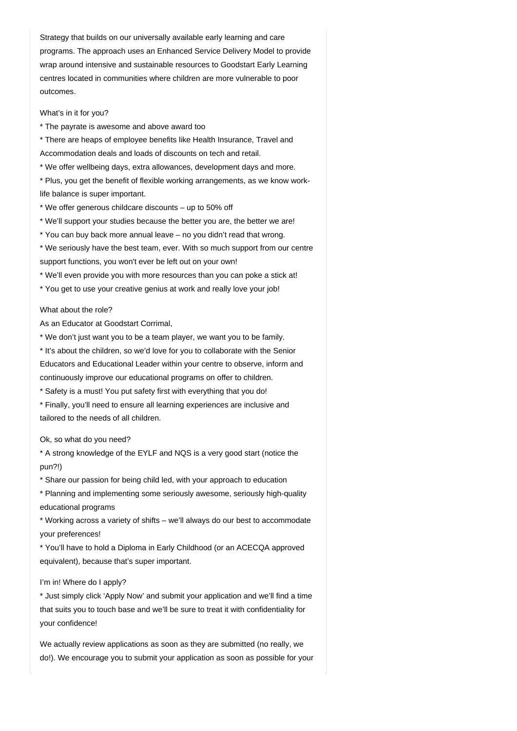Strategy that builds on our universally available early learning and care programs. The approach uses an Enhanced Service Delivery Model to provide wrap around intensive and sustainable resources to Goodstart Early Learning centres located in communities where children are more vulnerable to poor outcomes.

What's in it for you?

* The payrate is awesome and above award too
* There are heaps of employee benefits like Health Insurance, Travel and Accommodation deals and loads of discounts on tech and retail.
* We offer wellbeing days, extra allowances, development days and more.
* Plus, you get the benefit of flexible working arrangements, as we know work-life balance is super important.
* We offer generous childcare discounts – up to 50% off
* We'll support your studies because the better you are, the better we are!
* You can buy back more annual leave – no you didn't read that wrong.
* We seriously have the best team, ever. With so much support from our centre support functions, you won't ever be left out on your own!
* We'll even provide you with more resources than you can poke a stick at!
* You get to use your creative genius at work and really love your job!

What about the role?

As an Educator at Goodstart Corrimal,

* We don't just want you to be a team player, we want you to be family.
* It's about the children, so we'd love for you to collaborate with the Senior Educators and Educational Leader within your centre to observe, inform and continuously improve our educational programs on offer to children.
* Safety is a must! You put safety first with everything that you do!
* Finally, you'll need to ensure all learning experiences are inclusive and tailored to the needs of all children.

Ok, so what do you need?

* A strong knowledge of the EYLF and NQS is a very good start (notice the pun?!)
* Share our passion for being child led, with your approach to education
* Planning and implementing some seriously awesome, seriously high-quality educational programs
* Working across a variety of shifts – we'll always do our best to accommodate your preferences!
* You'll have to hold a Diploma in Early Childhood (or an ACECQA approved equivalent), because that's super important.

I'm in! Where do I apply?

* Just simply click 'Apply Now' and submit your application and we'll find a time that suits you to touch base and we'll be sure to treat it with confidentiality for your confidence!

We actually review applications as soon as they are submitted (no really, we do!). We encourage you to submit your application as soon as possible for your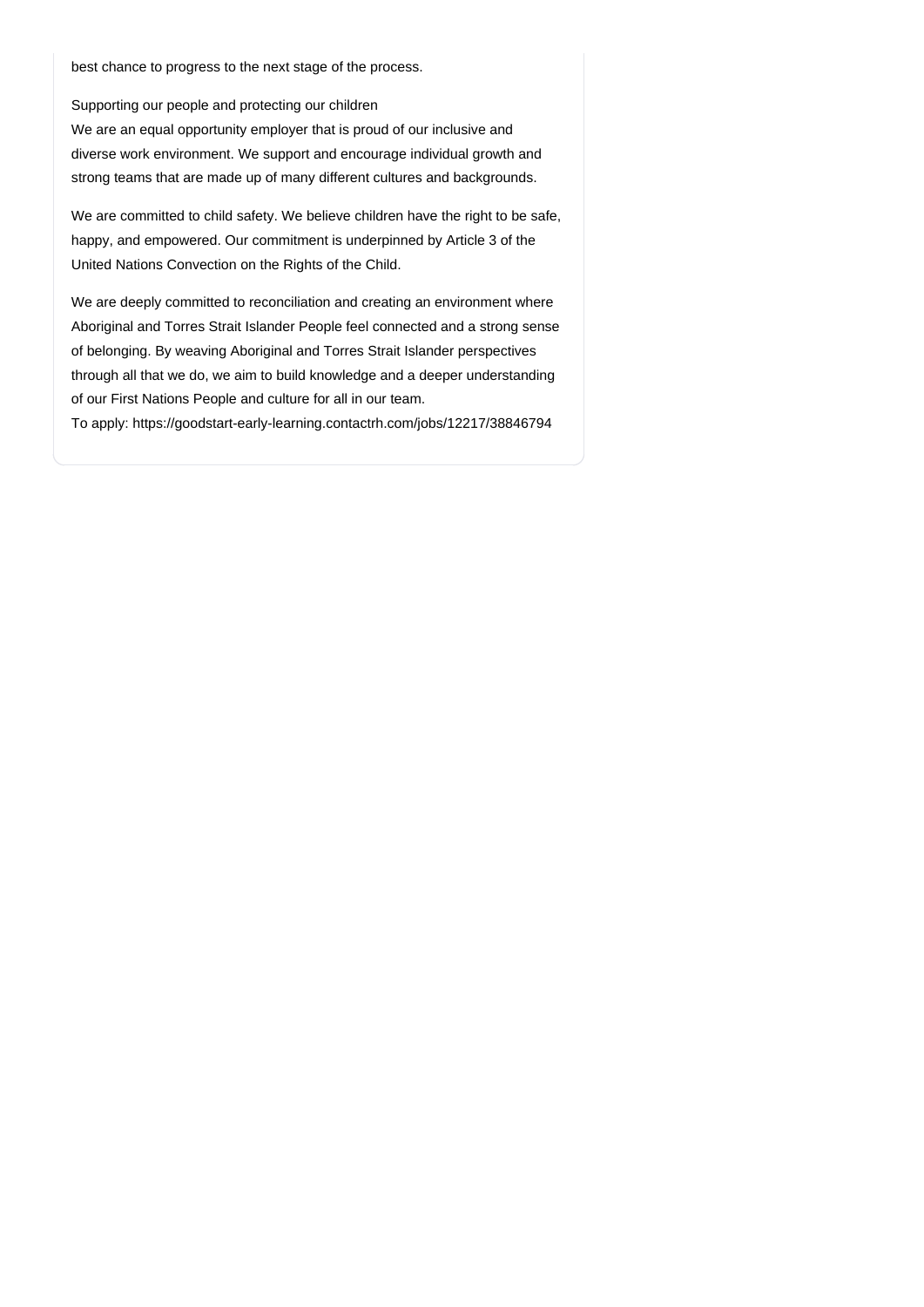best chance to progress to the next stage of the process.

Supporting our people and protecting our children

We are an equal opportunity employer that is proud of our inclusive and diverse work environment. We support and encourage individual growth and strong teams that are made up of many different cultures and backgrounds.

We are committed to child safety. We believe children have the right to be safe, happy, and empowered. Our commitment is underpinned by Article 3 of the United Nations Convection on the Rights of the Child.

We are deeply committed to reconciliation and creating an environment where Aboriginal and Torres Strait Islander People feel connected and a strong sense of belonging. By weaving Aboriginal and Torres Strait Islander perspectives through all that we do, we aim to build knowledge and a deeper understanding of our First Nations People and culture for all in our team.

To apply: https://goodstart-early-learning.contactrh.com/jobs/12217/38846794